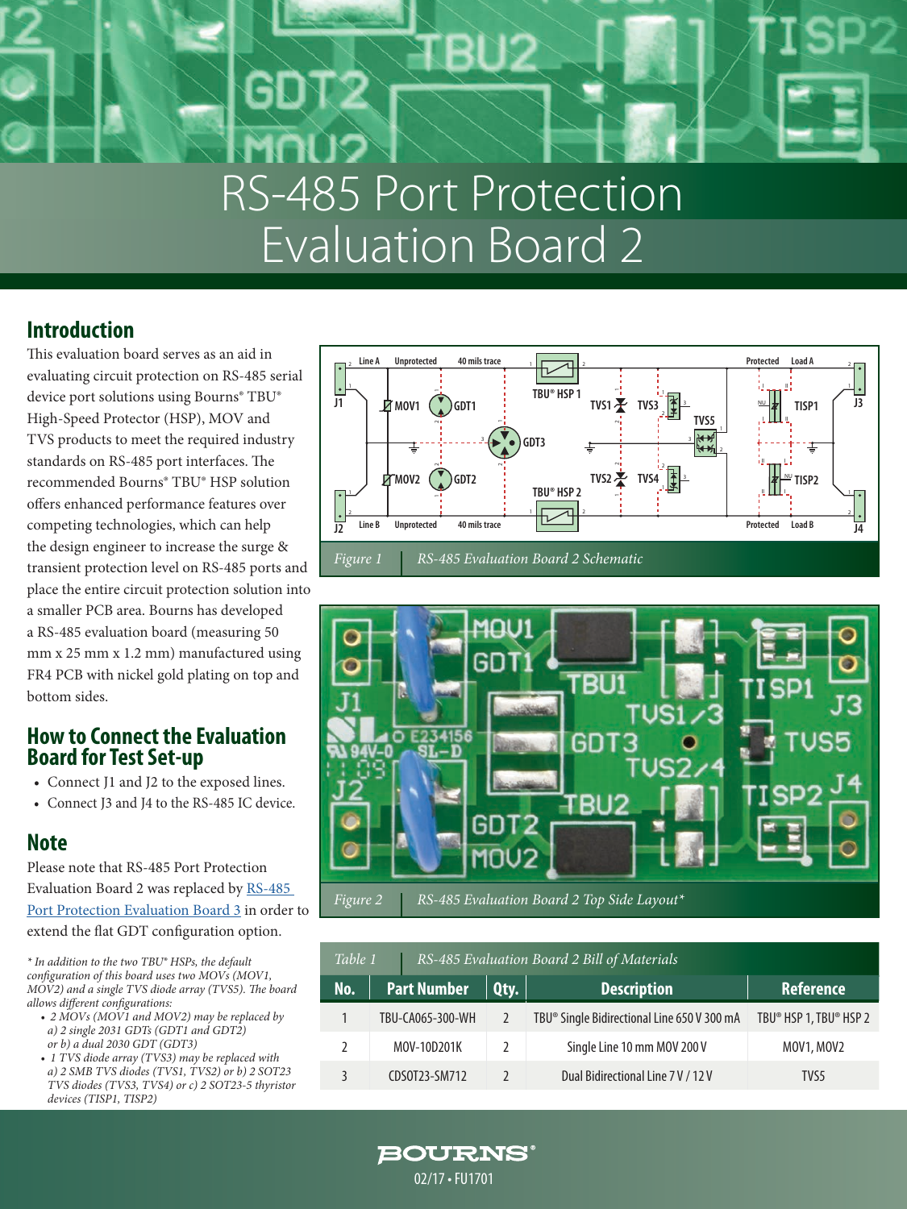# RS-485 Port Protection Evaluation Board 2

## Introduction

This evaluation board serves as an aid in evaluating circuit protection on RS-485 serial device port solutions using Bourns® TBU® High-Speed Protector (HSP), MOV and TVS products to meet the required industry standards on RS-485 port interfaces. The recommended Bourns® TBU® HSP solution offers enhanced performance features over competing technologies, which can help the design engineer to increase the surge & transient protection level on RS-485 ports and place the entire circuit protection solution into a smaller PCB area. Bourns has developed a RS-485 evaluation board (measuring 50 mm x 25 mm x 1.2 mm) manufactured using FR4 PCB with nickel gold plating on top and bottom sides.

## How to Connect the Evaluation Board for Test Set-up

- Connect J1 and J2 to the exposed lines.
- Connect J3 and J4 to the RS-485 IC device.

## Note

Please note that RS-485 Port Protection Evaluation Board 2 was replaced by RS-485 Port Protection Evaluation Board 3 in order to extend the flat GDT configuration option.

*\* In addition to the two TBU® HSPs, the default configuration of this board uses two MOVs (MOV1, MOV2) and a single TVS diode array (TVS5). The board allows different configurations:*

- *2 MOVs (MOV1 and MOV2) may be replaced by a) 2 single 2031 GDTs (GDT1 and GDT2) or b) a dual 2030 GDT (GDT3)*
- *1 TVS diode array (TVS3) may be replaced with a) 2 SMB TVS diodes (TVS1, TVS2) or b) 2 SOT23 TVS diodes (TVS3, TVS4) or c) 2 SOT23-5 thyristor devices (TISP1, TISP2)*

Figure 1 RS-485 Evaluation Board 2 Schematic

Figure 2 RS-485 Evaluation Board 2 Top Side Layout*

Table 1 RS-485 Evaluation Board 2 Bill of Materials

| No. | Part Number | Qty. | Description | Reference |
|---|---|---|---|---|
| 1 | TBU-CA065-300-WH | 2 | TBU® Single Bidirectional Line 650 V 300 mA | TBU® HSP 1, TBU® HSP 2 |
| 2 | MOV-10D201K | 2 | Single Line 10 mm MOV 200 V | MOV1, MOV2 |
| 3 | CDSOT23-SM712 | 2 | Dual Bidirectional Line 7 V / 12 V | TVS5 |

BOURNS®

02/17 • FU1701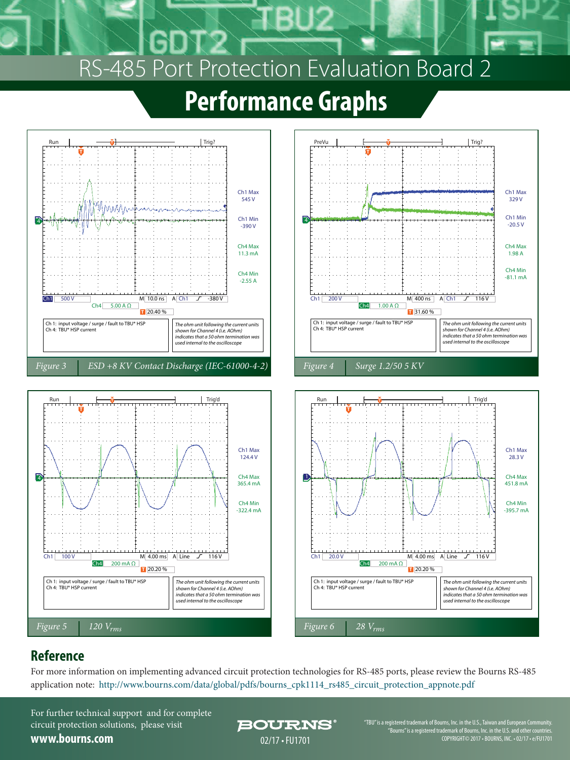# RS-485 Port Protection Evaluation Board 2

## Performance Graphs

Run | Trig?

Ch1 Max 545 V

Ch1 Min -390 V

Ch4 Max 11.3 mA

Ch4 Min -2.55 A

Ch1 500 V | M 10.0 ns | A Ch1 -380 V

Ch4 5.00 A Ω

20.40 %

Ch 1: input voltage / surge / fault to TBU® HSP
Ch 4: TBU® HSP current

*The ohm unit following the current units shown for Channel 4 (i.e. AOhm) indicates that a 50 ohm termination was used internal to the oscilloscope*

*Figure 3* *ESD +8 KV Contact Discharge (IEC-61000-4-2)*

PreVu | Trig?

Ch1 Max 329 V

Ch1 Min -20.5 V

Ch4 Max 1.98 A

Ch4 Min -81.1 mA

Ch1 200 V | M 400 ns | A Ch1 116 V

Ch4 1.00 A Ω

31.60 %

Ch 1: input voltage / surge / fault to TBU® HSP
Ch 4: TBU® HSP current

*The ohm unit following the current units shown for Channel 4 (i.e. AOhm) indicates that a 50 ohm termination was used internal to the oscilloscope*

*Figure 4* *Surge 1.2/50 5 KV*

Run | Trig'd

Ch1 Max 124.4 V

Ch4 Max 365.4 mA

Ch4 Min -322.4 mA

Ch1 100 V | M 4.00 ms | A Line 116 V

Ch4 200 mA Ω

20.20 %

Ch 1: input voltage / surge / fault to TBU® HSP
Ch 4: TBU® HSP current

*The ohm unit following the current units shown for Channel 4 (i.e. AOhm) indicates that a 50 ohm termination was used internal to the oscilloscope*

*Figure 5* *120 $V_{rms}$*

Run | Trig'd

Ch1 Max 28.3 V

Ch4 Max 451.8 mA

Ch4 Min -395.7 mA

Ch1 20.0 V | M 4.00 ms | A Line 116 V

Ch4 200 mA Ω

20.20 %

Ch 1: input voltage / surge / fault to TBU® HSP
Ch 4: TBU® HSP current

*The ohm unit following the current units shown for Channel 4 (i.e. AOhm) indicates that a 50 ohm termination was used internal to the oscilloscope*

*Figure 6* *28 $V_{rms}$*

## Reference

For more information on implementing advanced circuit protection technologies for RS-485 ports, please review the Bourns RS-485 application note: http://www.bourns.com/data/global/pdfs/bourns_cpk1114_rs485_circuit_protection_appnote.pdf

For further technical support and for complete circuit protection solutions, please visit
**www.bourns.com**

BOURNS®

02/17 • FU1701

"TBU" is a registered trademark of Bourns, Inc. in the U.S., Taiwan and European Community.
"Bourns" is a registered trademark of Bourns, Inc. in the U.S. and other countries.
COPYRIGHT© 2017 • BOURNS, INC. • 02/17 • e/FU1701